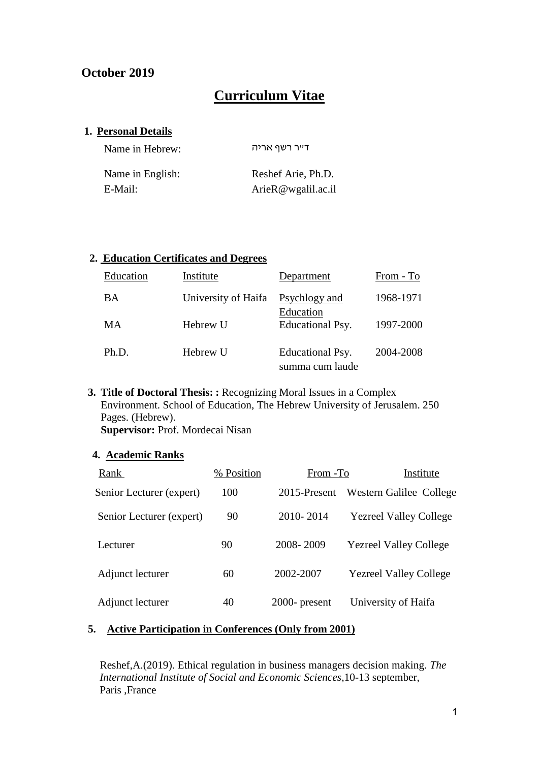**October 2019**

# Curriculum Vitae

## 1. Personal Details

| | |
|---|---|
| Name in Hebrew: | ד״ר רשף אריה |
| Name in English: | Reshef Arie, Ph.D. |
| E-Mail: | ArieR@wgalil.ac.il |

## 2. Education Certificates and Degrees

| Education | Institute | Department | From - To |
|---|---|---|---|
| BA | University of Haifa | Psychlogy and Education | 1968-1971 |
| MA | Hebrew U | Educational Psy. | 1997-2000 |
| Ph.D. | Hebrew U | Educational Psy. summa cum laude | 2004-2008 |

**3. Title of Doctoral Thesis: :** Recognizing Moral Issues in a Complex Environment. School of Education, The Hebrew University of Jerusalem. 250 Pages. (Hebrew).
**Supervisor:** Prof. Mordecai Nisan

## 4. Academic Ranks

| Rank | % Position | From -To | Institute |
|---|---|---|---|
| Senior Lecturer (expert) | 100 | 2015-Present | Western Galilee College |
| Senior Lecturer (expert) | 90 | 2010- 2014 | Yezreel Valley College |
| Lecturer | 90 | 2008- 2009 | Yezreel Valley College |
| Adjunct lecturer | 60 | 2002-2007 | Yezreel Valley College |
| Adjunct lecturer | 40 | 2000- present | University of Haifa |

## 5. Active Participation in Conferences (Only from 2001)

Reshef,A.(2019). Ethical regulation in business managers decision making. *The International Institute of Social and Economic Sciences*,10-13 september, Paris ,France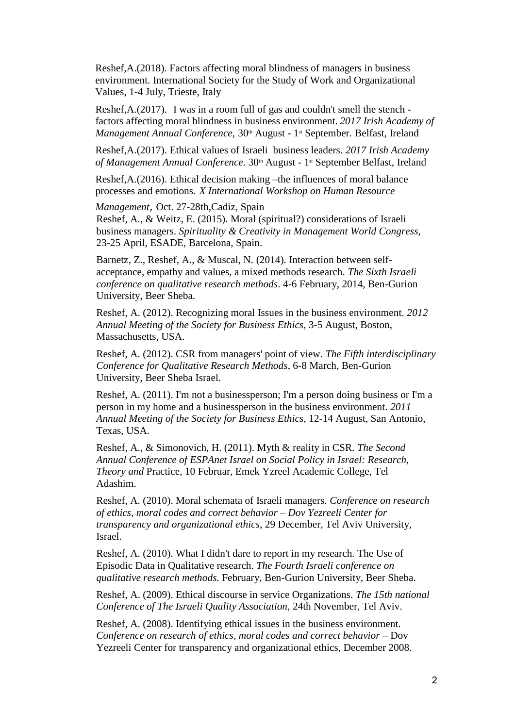Reshef,A.(2018). Factors affecting moral blindness of managers in business environment. International Society for the Study of Work and Organizational Values, 1-4 July, Trieste, Italy

Reshef,A.(2017). I was in a room full of gas and couldn't smell the stench - factors affecting moral blindness in business environment. *2017 Irish Academy of Management Annual Conference*, 30th August - 1st September. Belfast, Ireland

Reshef,A.(2017). Ethical values of Israeli business leaders. *2017 Irish Academy of Management Annual Conference.* 30th August - 1st September Belfast, Ireland

Reshef,A.(2016). Ethical decision making –the influences of moral balance processes and emotions. *X International Workshop on Human Resource Management*, Oct. 27-28th,Cadiz, Spain

Reshef, A., & Weitz, E. (2015). Moral (spiritual?) considerations of Israeli business managers. *Spirituality & Creativity in Management World Congress*, 23-25 April, ESADE, Barcelona, Spain.

Barnetz, Z., Reshef, A., & Muscal, N. (2014). Interaction between self-acceptance, empathy and values, a mixed methods research. *The Sixth Israeli conference on qualitative research methods*. 4-6 February, 2014, Ben-Gurion University, Beer Sheba.

Reshef, A. (2012). Recognizing moral Issues in the business environment. *2012 Annual Meeting of the Society for Business Ethics*, 3-5 August, Boston, Massachusetts, USA.

Reshef, A. (2012). CSR from managers' point of view. *The Fifth interdisciplinary Conference for Qualitative Research Methods*, 6-8 March, Ben-Gurion University, Beer Sheba Israel.

Reshef, A. (2011). I'm not a businessperson; I'm a person doing business or I'm a person in my home and a businessperson in the business environment. *2011 Annual Meeting of the Society for Business Ethics*, 12-14 August, San Antonio, Texas, USA.

Reshef, A., & Simonovich, H. (2011). Myth & reality in CSR. *The Second Annual Conference of ESPAnet Israel on Social Policy in Israel: Research, Theory and* Practice, 10 Februar, Emek Yzreel Academic College, Tel Adashim.

Reshef, A. (2010). Moral schemata of Israeli managers. *Conference on research of ethics, moral codes and correct behavior – Dov Yezreeli Center for transparency and organizational ethics*, 29 December, Tel Aviv University, Israel.

Reshef, A. (2010). What I didn't dare to report in my research. The Use of Episodic Data in Qualitative research. *The Fourth Israeli conference on qualitative research methods.* February, Ben-Gurion University, Beer Sheba.

Reshef, A. (2009). Ethical discourse in service Organizations. *The 15th national Conference of The Israeli Quality Association*, 24th November, Tel Aviv.

Reshef, A. (2008). Identifying ethical issues in the business environment. *Conference on research of ethics, moral codes and correct behavior* – Dov Yezreeli Center for transparency and organizational ethics, December 2008.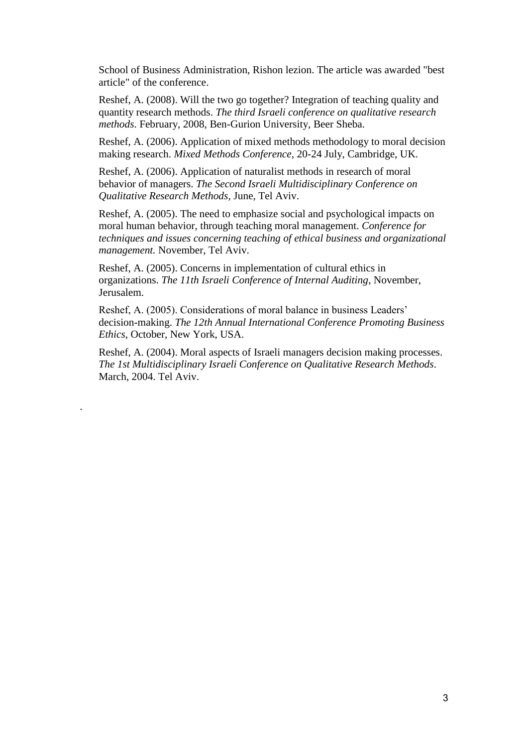School of Business Administration, Rishon lezion. The article was awarded "best article" of the conference.

Reshef, A. (2008). Will the two go together? Integration of teaching quality and quantity research methods. *The third Israeli conference on qualitative research methods*. February, 2008, Ben-Gurion University, Beer Sheba.

Reshef, A. (2006). Application of mixed methods methodology to moral decision making research. *Mixed Methods Conference*, 20-24 July, Cambridge, UK.

Reshef, A. (2006). Application of naturalist methods in research of moral behavior of managers. *The Second Israeli Multidisciplinary Conference on Qualitative Research Methods*, June, Tel Aviv.

Reshef, A. (2005). The need to emphasize social and psychological impacts on moral human behavior, through teaching moral management. *Conference for techniques and issues concerning teaching of ethical business and organizational management.* November, Tel Aviv.

Reshef, A. (2005). Concerns in implementation of cultural ethics in organizations. *The 11th Israeli Conference of Internal Auditing*, November, Jerusalem.

Reshef, A. (2005). Considerations of moral balance in business Leaders' decision-making. *The 12th Annual International Conference Promoting Business Ethics*, October, New York, USA.

Reshef, A. (2004). Moral aspects of Israeli managers decision making processes. *The 1st Multidisciplinary Israeli Conference on Qualitative Research Methods*. March, 2004. Tel Aviv.

.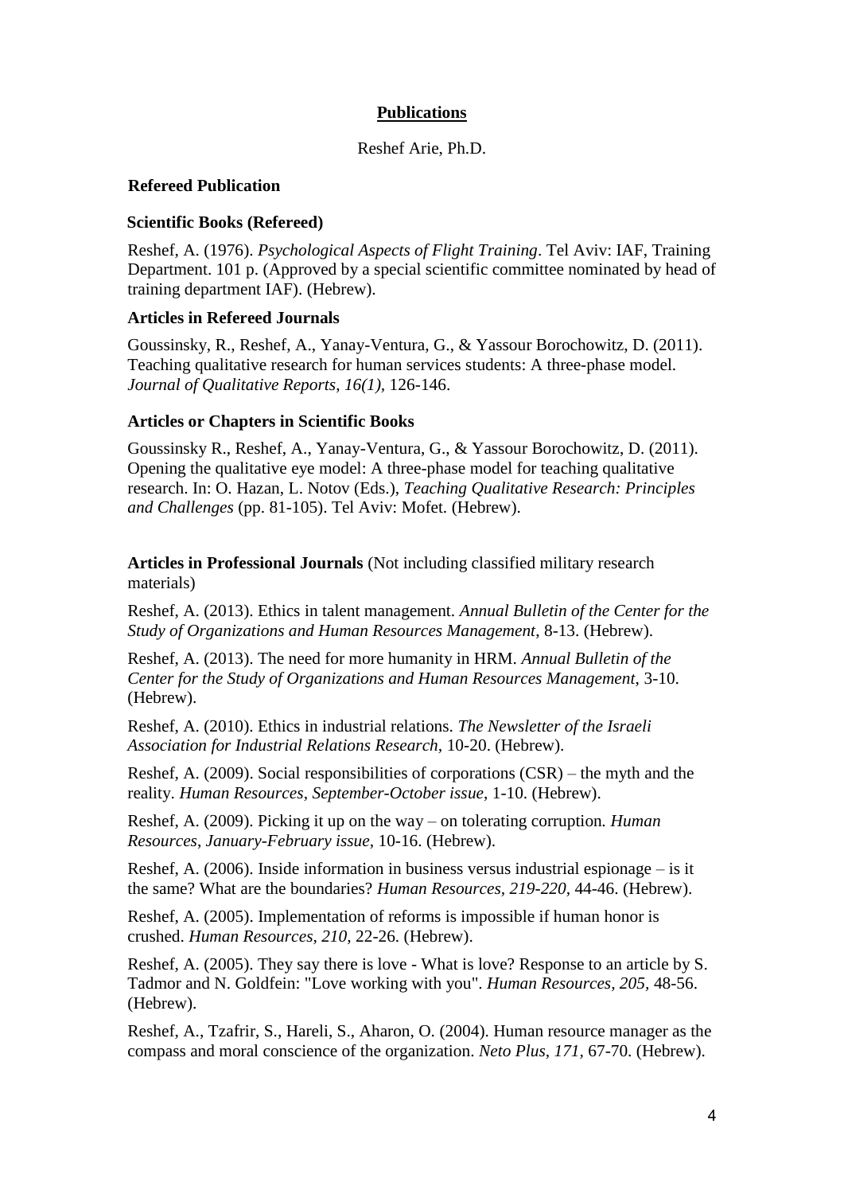## Publications

Reshef Arie, Ph.D.

### Refereed Publication

#### Scientific Books (Refereed)

Reshef, A. (1976). *Psychological Aspects of Flight Training*. Tel Aviv: IAF, Training Department. 101 p. (Approved by a special scientific committee nominated by head of training department IAF). (Hebrew).

#### Articles in Refereed Journals

Goussinsky, R., Reshef, A., Yanay-Ventura, G., & Yassour Borochowitz, D. (2011). Teaching qualitative research for human services students: A three-phase model. *Journal of Qualitative Reports*, *16(1),* 126-146.

#### Articles or Chapters in Scientific Books

Goussinsky R., Reshef, A., Yanay-Ventura, G., & Yassour Borochowitz, D. (2011). Opening the qualitative eye model: A three-phase model for teaching qualitative research. In: O. Hazan, L. Notov (Eds.), *Teaching Qualitative Research: Principles and Challenges* (pp. 81-105). Tel Aviv: Mofet. (Hebrew).

**Articles in Professional Journals** (Not including classified military research materials)

Reshef, A. (2013). Ethics in talent management. *Annual Bulletin of the Center for the Study of Organizations and Human Resources Management,* 8-13. (Hebrew).

Reshef, A. (2013). The need for more humanity in HRM. *Annual Bulletin of the Center for the Study of Organizations and Human Resources Management*, 3-10. (Hebrew).

Reshef, A. (2010). Ethics in industrial relations. *The Newsletter of the Israeli Association for Industrial Relations Research,* 10-20. (Hebrew).

Reshef, A. (2009). Social responsibilities of corporations (CSR) – the myth and the reality. *Human Resources*, *September-October issue*, 1-10. (Hebrew).

Reshef, A. (2009). Picking it up on the way – on tolerating corruption. *Human Resources*, *January-February issue,* 10-16. (Hebrew).

Reshef, A. (2006). Inside information in business versus industrial espionage – is it the same? What are the boundaries? *Human Resources, 219-220,* 44-46. (Hebrew).

Reshef, A. (2005). Implementation of reforms is impossible if human honor is crushed. *Human Resources, 210,* 22-26. (Hebrew).

Reshef, A. (2005). They say there is love - What is love? Response to an article by S. Tadmor and N. Goldfein: "Love working with you". *Human Resources, 205*, 48-56. (Hebrew).

Reshef, A., Tzafrir, S., Hareli, S., Aharon, O. (2004). Human resource manager as the compass and moral conscience of the organization. *Neto Plus, 171,* 67-70. (Hebrew).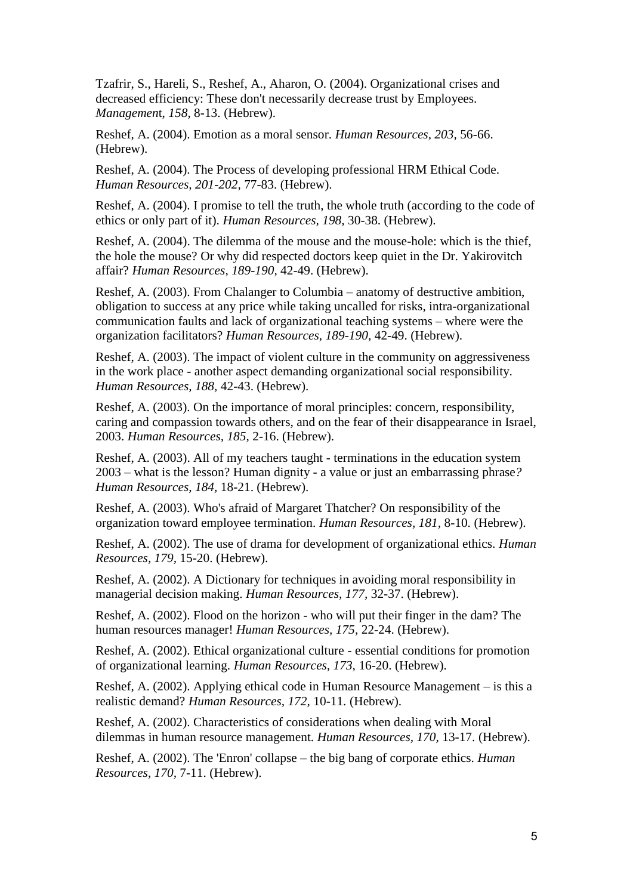Tzafrir, S., Hareli, S., Reshef, A., Aharon, O. (2004). Organizational crises and decreased efficiency: These don't necessarily decrease trust by Employees. *Management*, *158*, 8-13. (Hebrew).

Reshef, A. (2004). Emotion as a moral sensor. *Human Resources, 203*, 56-66. (Hebrew).

Reshef, A. (2004). The Process of developing professional HRM Ethical Code. *Human Resources, 201-202,* 77-83. (Hebrew).

Reshef, A. (2004). I promise to tell the truth, the whole truth (according to the code of ethics or only part of it). *Human Resources, 198,* 30-38. (Hebrew).

Reshef, A. (2004). The dilemma of the mouse and the mouse-hole: which is the thief, the hole the mouse? Or why did respected doctors keep quiet in the Dr. Yakirovitch affair? *Human Resources, 189-190,* 42-49. (Hebrew).

Reshef, A. (2003). From Chalanger to Columbia – anatomy of destructive ambition, obligation to success at any price while taking uncalled for risks, intra-organizational communication faults and lack of organizational teaching systems – where were the organization facilitators? *Human Resources, 189-190,* 42-49. (Hebrew).

Reshef, A. (2003). The impact of violent culture in the community on aggressiveness in the work place - another aspect demanding organizational social responsibility. *Human Resources, 188,* 42-43. (Hebrew).

Reshef, A. (2003). On the importance of moral principles: concern, responsibility, caring and compassion towards others, and on the fear of their disappearance in Israel, 2003. *Human Resources, 185,* 2-16. (Hebrew).

Reshef, A. (2003). All of my teachers taught - terminations in the education system 2003 – what is the lesson? Human dignity - a value or just an embarrassing phrase*? Human Resources, 184,* 18-21. (Hebrew).

Reshef, A. (2003). Who's afraid of Margaret Thatcher? On responsibility of the organization toward employee termination. *Human Resources, 181*, 8-10. (Hebrew).

Reshef, A. (2002). The use of drama for development of organizational ethics. *Human Resources, 179,* 15-20. (Hebrew).

Reshef, A. (2002). A Dictionary for techniques in avoiding moral responsibility in managerial decision making. *Human Resources, 177,* 32-37. (Hebrew).

Reshef, A. (2002). Flood on the horizon - who will put their finger in the dam? The human resources manager! *Human Resources, 175,* 22-24. (Hebrew).

Reshef, A. (2002). Ethical organizational culture - essential conditions for promotion of organizational learning. *Human Resources, 173,* 16-20. (Hebrew).

Reshef, A. (2002). Applying ethical code in Human Resource Management – is this a realistic demand? *Human Resources, 172,* 10-11. (Hebrew).

Reshef, A. (2002). Characteristics of considerations when dealing with Moral dilemmas in human resource management. *Human Resources, 170,* 13-17. (Hebrew).

Reshef, A. (2002). The 'Enron' collapse – the big bang of corporate ethics. *Human Resources, 170,* 7-11. (Hebrew).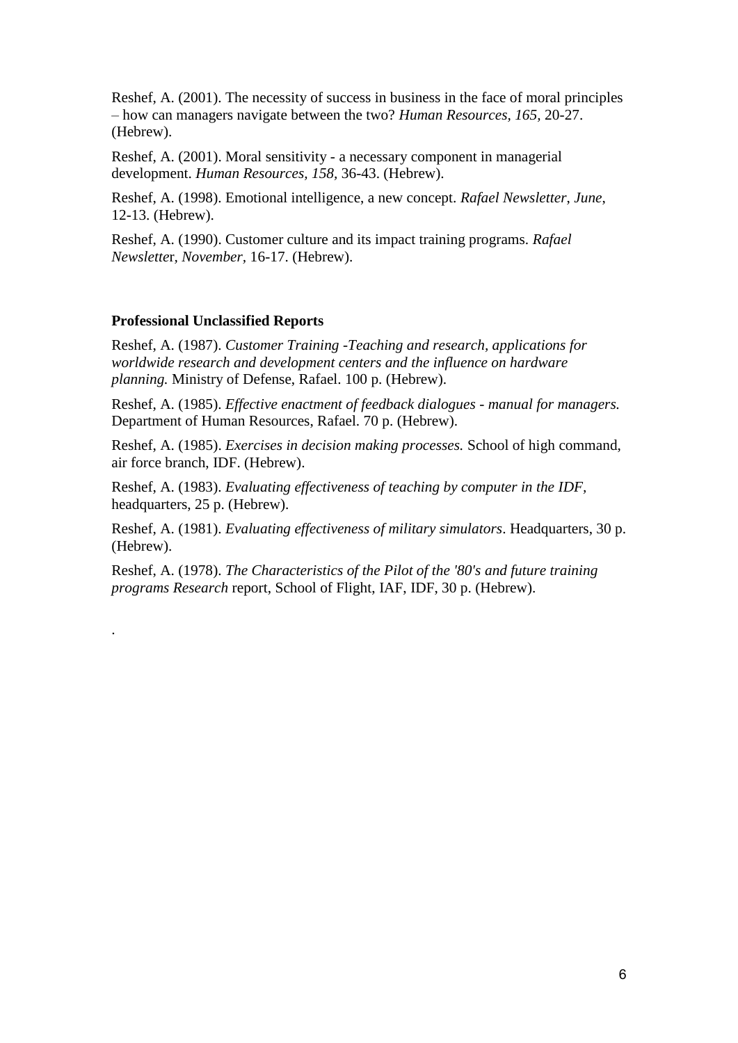Reshef, A. (2001). The necessity of success in business in the face of moral principles – how can managers navigate between the two? *Human Resources, 165,* 20-27. (Hebrew).

Reshef, A. (2001). Moral sensitivity - a necessary component in managerial development. *Human Resources, 158,* 36-43. (Hebrew).

Reshef, A. (1998). Emotional intelligence, a new concept. *Rafael Newsletter, June,* 12-13. (Hebrew).

Reshef, A. (1990). Customer culture and its impact training programs. *Rafael Newsletter, November,* 16-17. (Hebrew).

**Professional Unclassified Reports**

Reshef, A. (1987). *Customer Training -Teaching and research, applications for worldwide research and development centers and the influence on hardware planning.* Ministry of Defense, Rafael. 100 p. (Hebrew).

Reshef, A. (1985). *Effective enactment of feedback dialogues - manual for managers.* Department of Human Resources, Rafael. 70 p. (Hebrew).

Reshef, A. (1985). *Exercises in decision making processes.* School of high command, air force branch, IDF. (Hebrew).

Reshef, A. (1983). *Evaluating effectiveness of teaching by computer in the IDF,* headquarters, 25 p. (Hebrew).

Reshef, A. (1981). *Evaluating effectiveness of military simulators*. Headquarters, 30 p. (Hebrew).

Reshef, A. (1978). *The Characteristics of the Pilot of the '80's and future training programs Research* report, School of Flight, IAF, IDF, 30 p. (Hebrew).

.